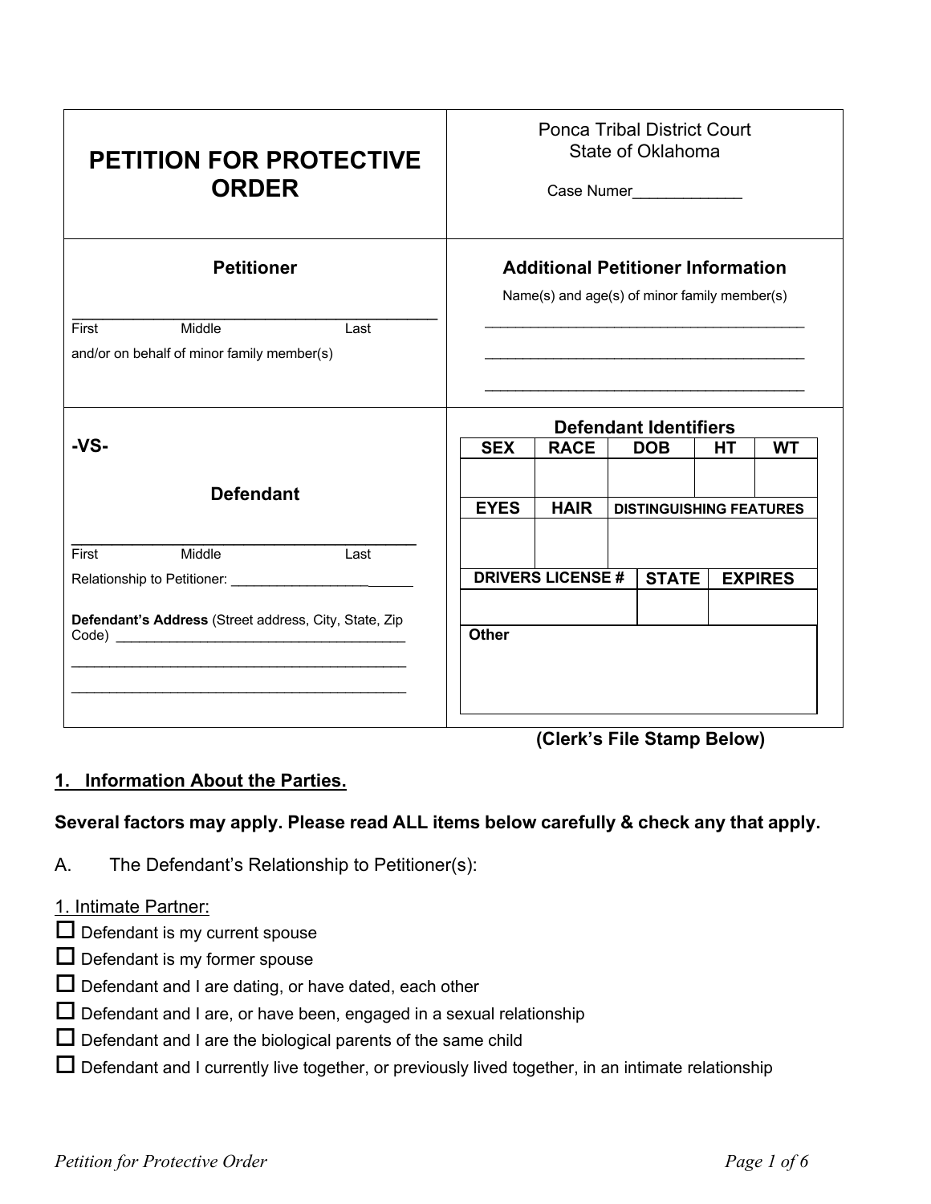# PETITION FOR PROTECTIVE ORDER

Ponca Tribal District Court
State of Oklahoma

Case Numer_____________

**Petitioner**

_________________________________________
First Middle Last

and/or on behalf of minor family member(s)

**Additional Petitioner Information**

Name(s) and age(s) of minor family member(s)

_________________________________________

_________________________________________

_________________________________________

**-VS-**

**Defendant**

_________________________________________
First Middle Last

Relationship to Petitioner: ________________________

**Defendant's Address** (Street address, City, State, Zip Code) _______________________________________

_________________________________________

_________________________________________

**Defendant Identifiers**

| SEX | RACE | DOB | HT | WT |
|---|---|---|---|---|
| | | | | |

| EYES | HAIR | DISTINGUISHING FEATURES |
|---|---|---|
| | | |

| DRIVERS LICENSE # | STATE | EXPIRES |
|---|---|---|
| | | |

| Other |
|---|
| |

**(Clerk's File Stamp Below)**

## 1. Information About the Parties.

**Several factors may apply. Please read ALL items below carefully & check any that apply.**

A. The Defendant's Relationship to Petitioner(s):

1. Intimate Partner:

- ☐ Defendant is my current spouse
- ☐ Defendant is my former spouse
- ☐ Defendant and I are dating, or have dated, each other
- ☐ Defendant and I are, or have been, engaged in a sexual relationship
- ☐ Defendant and I are the biological parents of the same child
- ☐ Defendant and I currently live together, or previously lived together, in an intimate relationship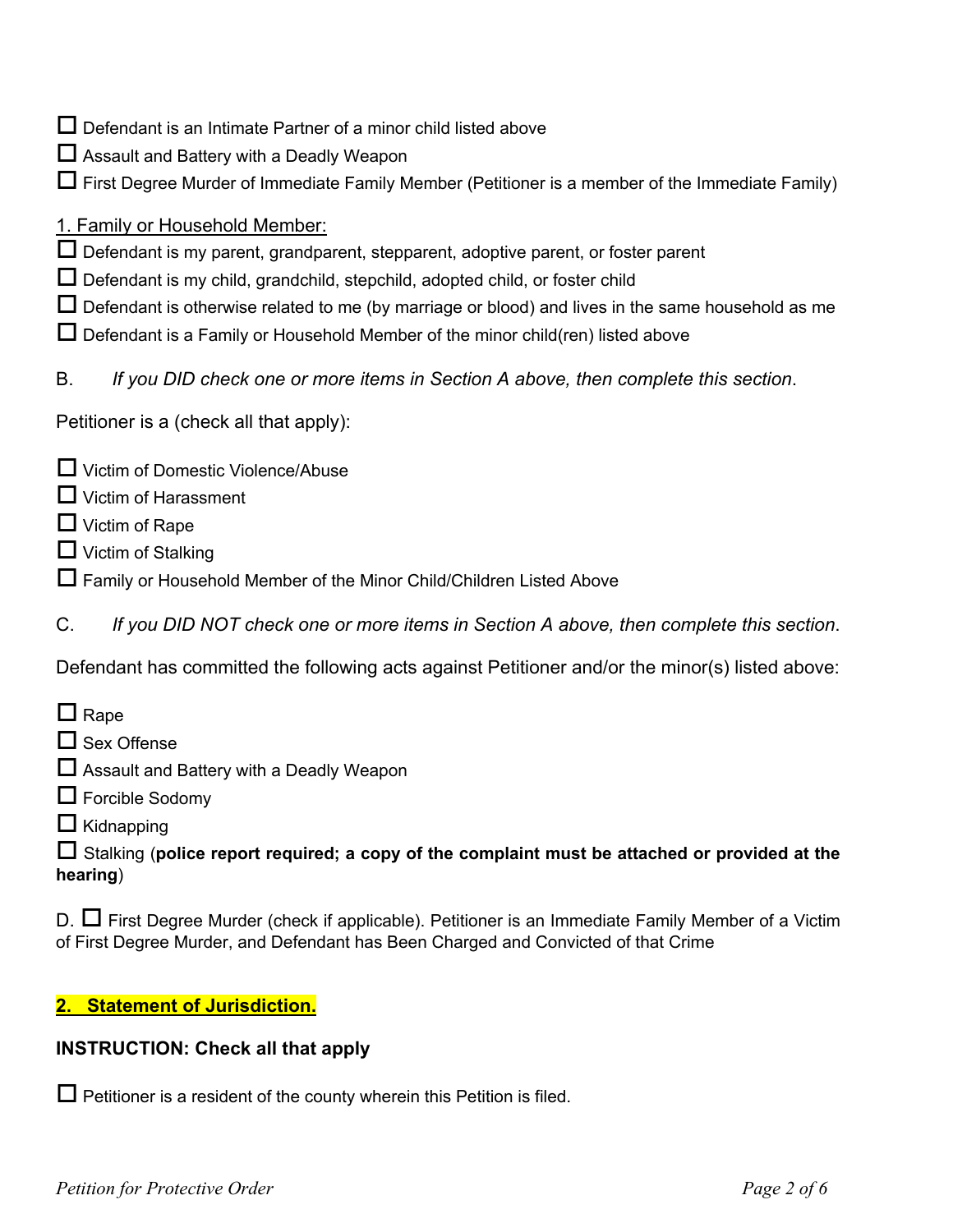- ☐ Defendant is an Intimate Partner of a minor child listed above
- ☐ Assault and Battery with a Deadly Weapon
- ☐ First Degree Murder of Immediate Family Member (Petitioner is a member of the Immediate Family)

1. Family or Household Member:

- ☐ Defendant is my parent, grandparent, stepparent, adoptive parent, or foster parent
- ☐ Defendant is my child, grandchild, stepchild, adopted child, or foster child
- ☐ Defendant is otherwise related to me (by marriage or blood) and lives in the same household as me
- ☐ Defendant is a Family or Household Member of the minor child(ren) listed above

B. *If you DID check one or more items in Section A above, then complete this section*.

Petitioner is a (check all that apply):

- ☐ Victim of Domestic Violence/Abuse
- ☐ Victim of Harassment
- ☐ Victim of Rape
- ☐ Victim of Stalking
- ☐ Family or Household Member of the Minor Child/Children Listed Above

C. *If you DID NOT check one or more items in Section A above, then complete this section*.

Defendant has committed the following acts against Petitioner and/or the minor(s) listed above:

- ☐ Rape
- ☐ Sex Offense
- ☐ Assault and Battery with a Deadly Weapon
- ☐ Forcible Sodomy
- ☐ Kidnapping
- ☐ Stalking (**police report required; a copy of the complaint must be attached or provided at the hearing**)

D. ☐ First Degree Murder (check if applicable). Petitioner is an Immediate Family Member of a Victim of First Degree Murder, and Defendant has Been Charged and Convicted of that Crime

## 2. Statement of Jurisdiction.

**INSTRUCTION: Check all that apply**

- ☐ Petitioner is a resident of the county wherein this Petition is filed.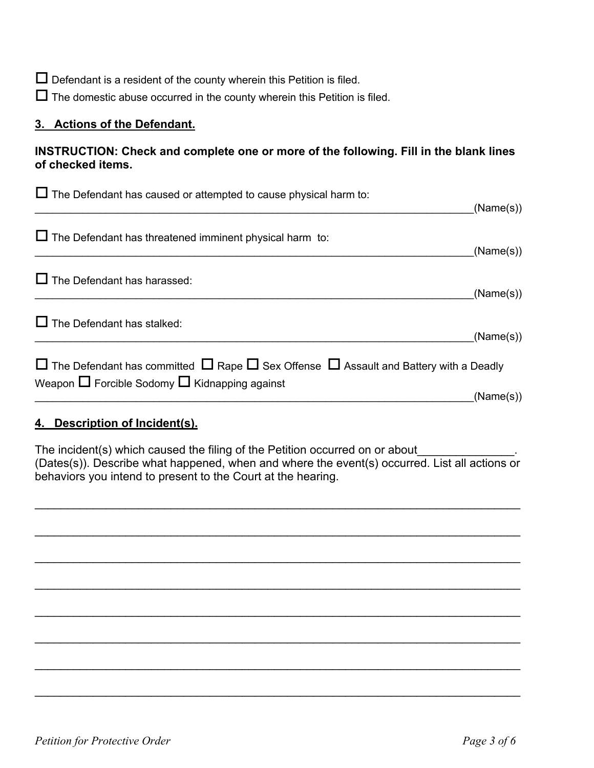☐ Defendant is a resident of the county wherein this Petition is filed.

☐ The domestic abuse occurred in the county wherein this Petition is filed.

## 3. Actions of the Defendant.

**INSTRUCTION: Check and complete one or more of the following. Fill in the blank lines of checked items.**

☐ The Defendant has caused or attempted to cause physical harm to:
\_\_\_\_\_\_\_\_\_\_\_\_\_\_\_\_\_\_\_\_\_\_\_\_\_\_\_\_\_\_\_\_\_\_\_\_\_\_\_\_\_\_\_\_\_\_\_\_\_\_\_\_\_\_\_\_\_\_\_\_\_\_\_\_\_\_\_\_\_\_(Name(s))

☐ The Defendant has threatened imminent physical harm to:
\_\_\_\_\_\_\_\_\_\_\_\_\_\_\_\_\_\_\_\_\_\_\_\_\_\_\_\_\_\_\_\_\_\_\_\_\_\_\_\_\_\_\_\_\_\_\_\_\_\_\_\_\_\_\_\_\_\_\_\_\_\_\_\_\_\_\_\_\_\_(Name(s))

☐ The Defendant has harassed:
\_\_\_\_\_\_\_\_\_\_\_\_\_\_\_\_\_\_\_\_\_\_\_\_\_\_\_\_\_\_\_\_\_\_\_\_\_\_\_\_\_\_\_\_\_\_\_\_\_\_\_\_\_\_\_\_\_\_\_\_\_\_\_\_\_\_\_\_\_\_(Name(s))

☐ The Defendant has stalked:
\_\_\_\_\_\_\_\_\_\_\_\_\_\_\_\_\_\_\_\_\_\_\_\_\_\_\_\_\_\_\_\_\_\_\_\_\_\_\_\_\_\_\_\_\_\_\_\_\_\_\_\_\_\_\_\_\_\_\_\_\_\_\_\_\_\_\_\_\_\_(Name(s))

☐ The Defendant has committed ☐ Rape ☐ Sex Offense ☐ Assault and Battery with a Deadly Weapon ☐ Forcible Sodomy ☐ Kidnapping against
\_\_\_\_\_\_\_\_\_\_\_\_\_\_\_\_\_\_\_\_\_\_\_\_\_\_\_\_\_\_\_\_\_\_\_\_\_\_\_\_\_\_\_\_\_\_\_\_\_\_\_\_\_\_\_\_\_\_\_\_\_\_\_\_\_\_\_\_\_\_(Name(s))

## 4. Description of Incident(s).

The incident(s) which caused the filing of the Petition occurred on or about\_\_\_\_\_\_\_\_\_\_\_\_\_\_\_. (Dates(s)). Describe what happened, when and where the event(s) occurred. List all actions or behaviors you intend to present to the Court at the hearing.

\_\_\_\_\_\_\_\_\_\_\_\_\_\_\_\_\_\_\_\_\_\_\_\_\_\_\_\_\_\_\_\_\_\_\_\_\_\_\_\_\_\_\_\_\_\_\_\_\_\_\_\_\_\_\_\_\_\_\_\_\_\_\_\_\_\_\_\_\_\_\_\_\_\_\_\_

\_\_\_\_\_\_\_\_\_\_\_\_\_\_\_\_\_\_\_\_\_\_\_\_\_\_\_\_\_\_\_\_\_\_\_\_\_\_\_\_\_\_\_\_\_\_\_\_\_\_\_\_\_\_\_\_\_\_\_\_\_\_\_\_\_\_\_\_\_\_\_\_\_\_\_\_

\_\_\_\_\_\_\_\_\_\_\_\_\_\_\_\_\_\_\_\_\_\_\_\_\_\_\_\_\_\_\_\_\_\_\_\_\_\_\_\_\_\_\_\_\_\_\_\_\_\_\_\_\_\_\_\_\_\_\_\_\_\_\_\_\_\_\_\_\_\_\_\_\_\_\_\_

\_\_\_\_\_\_\_\_\_\_\_\_\_\_\_\_\_\_\_\_\_\_\_\_\_\_\_\_\_\_\_\_\_\_\_\_\_\_\_\_\_\_\_\_\_\_\_\_\_\_\_\_\_\_\_\_\_\_\_\_\_\_\_\_\_\_\_\_\_\_\_\_\_\_\_\_

\_\_\_\_\_\_\_\_\_\_\_\_\_\_\_\_\_\_\_\_\_\_\_\_\_\_\_\_\_\_\_\_\_\_\_\_\_\_\_\_\_\_\_\_\_\_\_\_\_\_\_\_\_\_\_\_\_\_\_\_\_\_\_\_\_\_\_\_\_\_\_\_\_\_\_\_

\_\_\_\_\_\_\_\_\_\_\_\_\_\_\_\_\_\_\_\_\_\_\_\_\_\_\_\_\_\_\_\_\_\_\_\_\_\_\_\_\_\_\_\_\_\_\_\_\_\_\_\_\_\_\_\_\_\_\_\_\_\_\_\_\_\_\_\_\_\_\_\_\_\_\_\_

\_\_\_\_\_\_\_\_\_\_\_\_\_\_\_\_\_\_\_\_\_\_\_\_\_\_\_\_\_\_\_\_\_\_\_\_\_\_\_\_\_\_\_\_\_\_\_\_\_\_\_\_\_\_\_\_\_\_\_\_\_\_\_\_\_\_\_\_\_\_\_\_\_\_\_\_

\_\_\_\_\_\_\_\_\_\_\_\_\_\_\_\_\_\_\_\_\_\_\_\_\_\_\_\_\_\_\_\_\_\_\_\_\_\_\_\_\_\_\_\_\_\_\_\_\_\_\_\_\_\_\_\_\_\_\_\_\_\_\_\_\_\_\_\_\_\_\_\_\_\_\_\_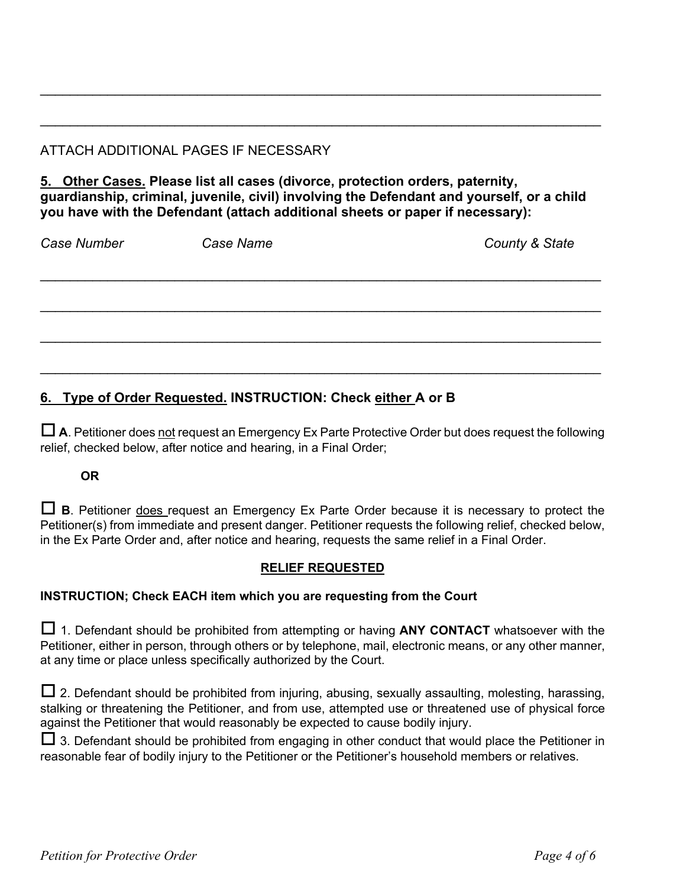\_\_\_\_\_\_\_\_\_\_\_\_\_\_\_\_\_\_\_\_\_\_\_\_\_\_\_\_\_\_\_\_\_\_\_\_\_\_\_\_\_\_\_\_\_\_\_\_\_\_\_\_\_\_\_\_\_\_\_\_\_\_\_\_\_\_\_\_\_\_\_\_\_\_\_\_

\_\_\_\_\_\_\_\_\_\_\_\_\_\_\_\_\_\_\_\_\_\_\_\_\_\_\_\_\_\_\_\_\_\_\_\_\_\_\_\_\_\_\_\_\_\_\_\_\_\_\_\_\_\_\_\_\_\_\_\_\_\_\_\_\_\_\_\_\_\_\_\_\_\_\_\_

ATTACH ADDITIONAL PAGES IF NECESSARY

**5. Other Cases. Please list all cases (divorce, protection orders, paternity, guardianship, criminal, juvenile, civil) involving the Defendant and yourself, or a child you have with the Defendant (attach additional sheets or paper if necessary):**

| *Case Number* | *Case Name* | *County & State* |
|---|---|---|
| | | |
| | | |
| | | |
| | | |

**6. Type of Order Requested. INSTRUCTION: Check either A or B**

☐ **A**. Petitioner does not request an Emergency Ex Parte Protective Order but does request the following relief, checked below, after notice and hearing, in a Final Order;

**OR**

☐ **B**. Petitioner does request an Emergency Ex Parte Order because it is necessary to protect the Petitioner(s) from immediate and present danger. Petitioner requests the following relief, checked below, in the Ex Parte Order and, after notice and hearing, requests the same relief in a Final Order.

**RELIEF REQUESTED**

**INSTRUCTION; Check EACH item which you are requesting from the Court**

☐ 1. Defendant should be prohibited from attempting or having **ANY CONTACT** whatsoever with the Petitioner, either in person, through others or by telephone, mail, electronic means, or any other manner, at any time or place unless specifically authorized by the Court.

☐ 2. Defendant should be prohibited from injuring, abusing, sexually assaulting, molesting, harassing, stalking or threatening the Petitioner, and from use, attempted use or threatened use of physical force against the Petitioner that would reasonably be expected to cause bodily injury.

☐ 3. Defendant should be prohibited from engaging in other conduct that would place the Petitioner in reasonable fear of bodily injury to the Petitioner or the Petitioner's household members or relatives.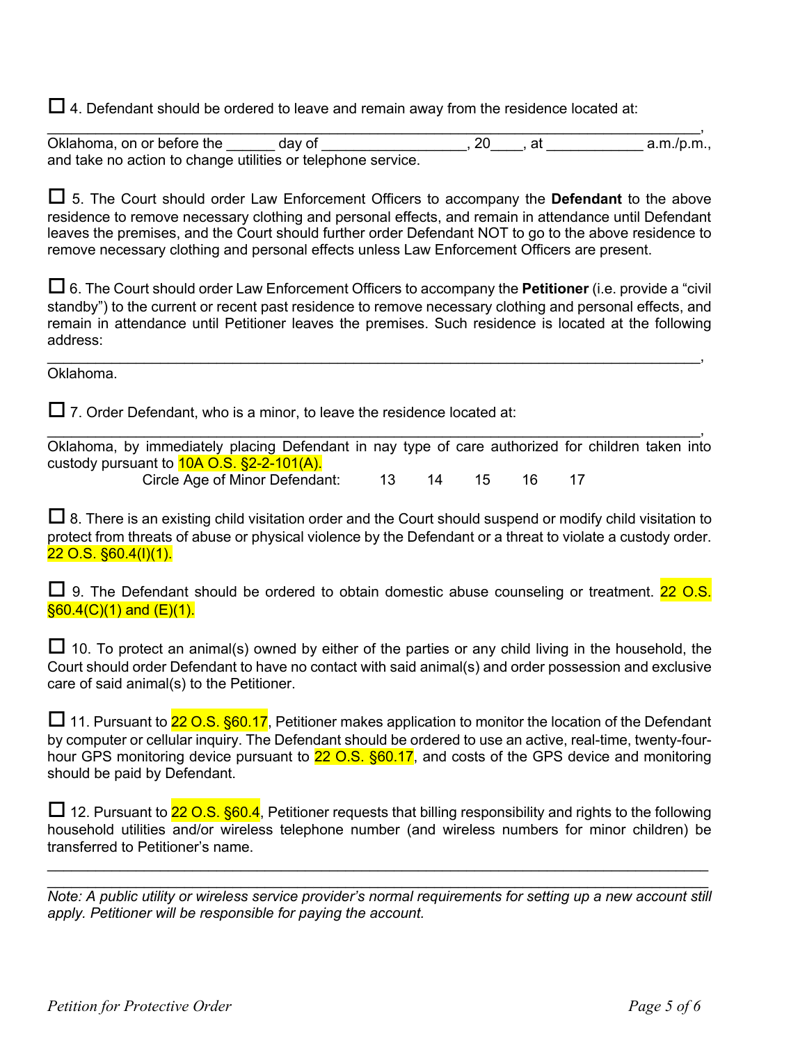☐ 4. Defendant should be ordered to leave and remain away from the residence located at:

_____________________________________________________________________________,
Oklahoma, on or before the ______ day of _________________, 20____, at ____________ a.m./p.m., and take no action to change utilities or telephone service.

☐ 5. The Court should order Law Enforcement Officers to accompany the **Defendant** to the above residence to remove necessary clothing and personal effects, and remain in attendance until Defendant leaves the premises, and the Court should further order Defendant NOT to go to the above residence to remove necessary clothing and personal effects unless Law Enforcement Officers are present.

☐ 6. The Court should order Law Enforcement Officers to accompany the **Petitioner** (i.e. provide a "civil standby") to the current or recent past residence to remove necessary clothing and personal effects, and remain in attendance until Petitioner leaves the premises. Such residence is located at the following address:

_____________________________________________________________________________,
Oklahoma.

☐ 7. Order Defendant, who is a minor, to leave the residence located at:

_____________________________________________________________________________,
Oklahoma, by immediately placing Defendant in nay type of care authorized for children taken into custody pursuant to 10A O.S. §2-2-101(A).

Circle Age of Minor Defendant: 13 14 15 16 17

☐ 8. There is an existing child visitation order and the Court should suspend or modify child visitation to protect from threats of abuse or physical violence by the Defendant or a threat to violate a custody order. 22 O.S. §60.4(I)(1).

☐ 9. The Defendant should be ordered to obtain domestic abuse counseling or treatment. 22 O.S. §60.4(C)(1) and (E)(1).

☐ 10. To protect an animal(s) owned by either of the parties or any child living in the household, the Court should order Defendant to have no contact with said animal(s) and order possession and exclusive care of said animal(s) to the Petitioner.

☐ 11. Pursuant to 22 O.S. §60.17, Petitioner makes application to monitor the location of the Defendant by computer or cellular inquiry. The Defendant should be ordered to use an active, real-time, twenty-four-hour GPS monitoring device pursuant to 22 O.S. §60.17, and costs of the GPS device and monitoring should be paid by Defendant.

☐ 12. Pursuant to 22 O.S. §60.4, Petitioner requests that billing responsibility and rights to the following household utilities and/or wireless telephone number (and wireless numbers for minor children) be transferred to Petitioner's name.

_____________________________________________________________________________

_____________________________________________________________________________

*Note: A public utility or wireless service provider's normal requirements for setting up a new account still apply. Petitioner will be responsible for paying the account.*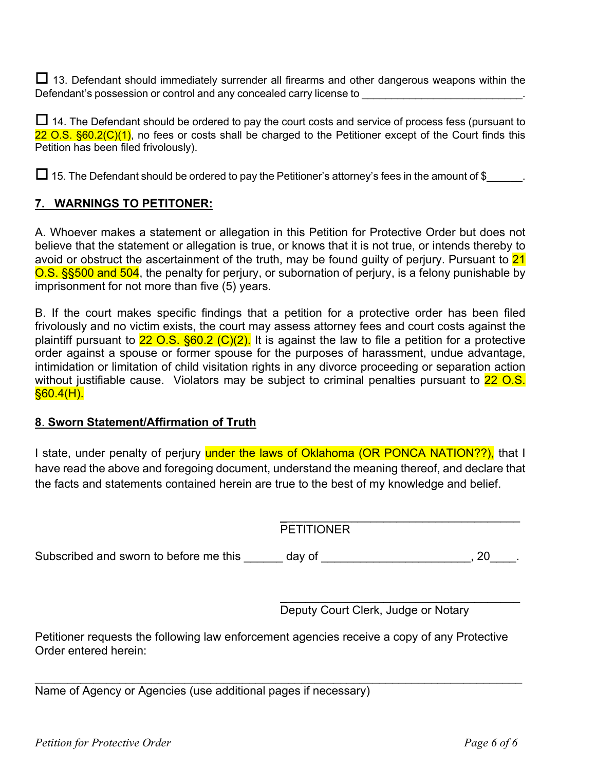☐ 13. Defendant should immediately surrender all firearms and other dangerous weapons within the Defendant's possession or control and any concealed carry license to ___________________________.

☐ 14. The Defendant should be ordered to pay the court costs and service of process fess (pursuant to 22 O.S. §60.2(C)(1), no fees or costs shall be charged to the Petitioner except of the Court finds this Petition has been filed frivolously).

☐ 15. The Defendant should be ordered to pay the Petitioner's attorney's fees in the amount of $______.

## 7. WARNINGS TO PETITONER:

A. Whoever makes a statement or allegation in this Petition for Protective Order but does not believe that the statement or allegation is true, or knows that it is not true, or intends thereby to avoid or obstruct the ascertainment of the truth, may be found guilty of perjury. Pursuant to 21 O.S. §§500 and 504, the penalty for perjury, or subornation of perjury, is a felony punishable by imprisonment for not more than five (5) years.

B. If the court makes specific findings that a petition for a protective order has been filed frivolously and no victim exists, the court may assess attorney fees and court costs against the plaintiff pursuant to 22 O.S. §60.2 (C)(2). It is against the law to file a petition for a protective order against a spouse or former spouse for the purposes of harassment, undue advantage, intimidation or limitation of child visitation rights in any divorce proceeding or separation action without justifiable cause. Violators may be subject to criminal penalties pursuant to 22 O.S. §60.4(H).

## 8. Sworn Statement/Affirmation of Truth

I state, under penalty of perjury under the laws of Oklahoma (OR PONCA NATION??), that I have read the above and foregoing document, understand the meaning thereof, and declare that the facts and statements contained herein are true to the best of my knowledge and belief.

_____________________________________
PETITIONER

Subscribed and sworn to before me this ______ day of ______________________, 20____.

_____________________________________
Deputy Court Clerk, Judge or Notary

Petitioner requests the following law enforcement agencies receive a copy of any Protective Order entered herein:

_____________________________________________________________________________
Name of Agency or Agencies (use additional pages if necessary)